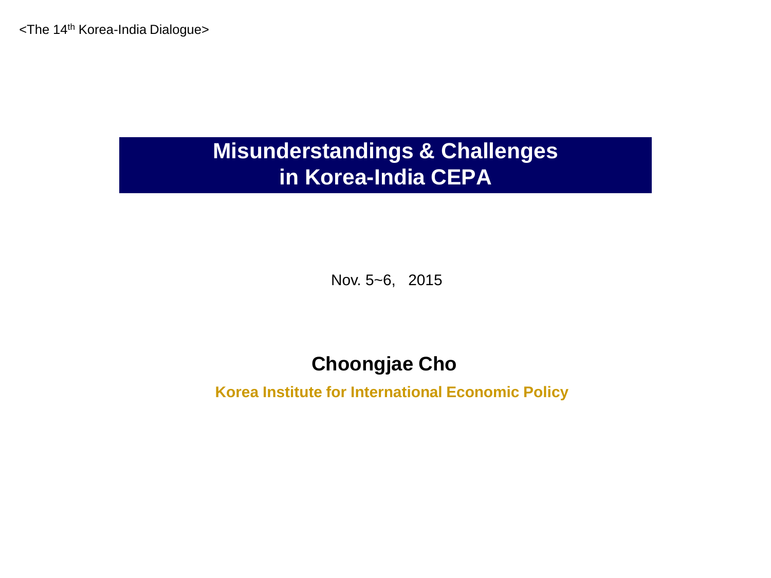<The 14th Korea-India Dialogue>

# Misunderstandings & Challenges in Korea-India CEPA

Nov. 5~6, 2015

**Choongjae Cho**

**Korea Institute for International Economic Policy**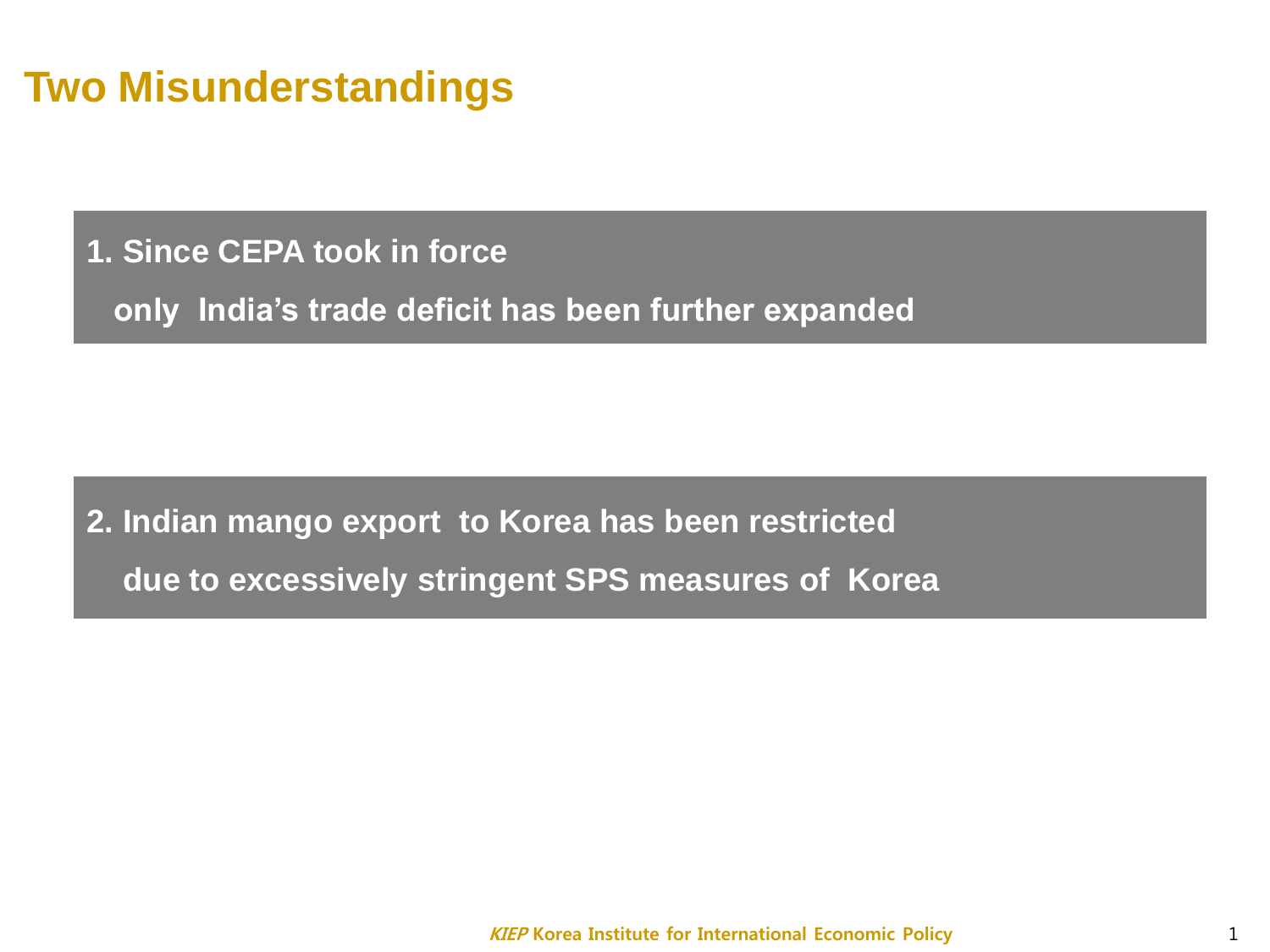# Two Misunderstandings

**1. Since CEPA took in force**

**only India's trade deficit has been further expanded**

**2. Indian mango export to Korea has been restricted**

**due to excessively stringent SPS measures of Korea**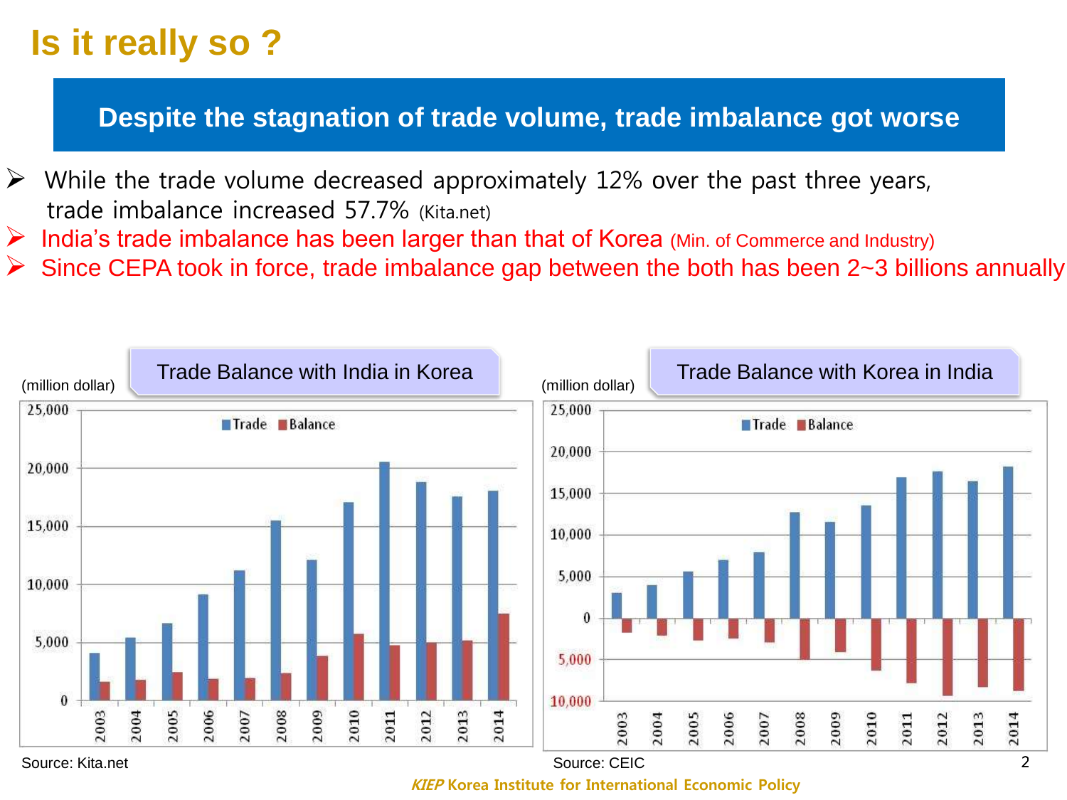# Is it really so ?

## Despite the stagnation of trade volume, trade imbalance got worse

- While the trade volume decreased approximately 12% over the past three years, trade imbalance increased 57.7% (Kita.net)
- India's trade imbalance has been larger than that of Korea (Min. of Commerce and Industry)
- Since CEPA took in force, trade imbalance gap between the both has been 2~3 billions annually

**Trade Balance with India in Korea**

(million dollar)

Source: Kita.net

**Trade Balance with Korea in India**

(million dollar)

Source: CEIC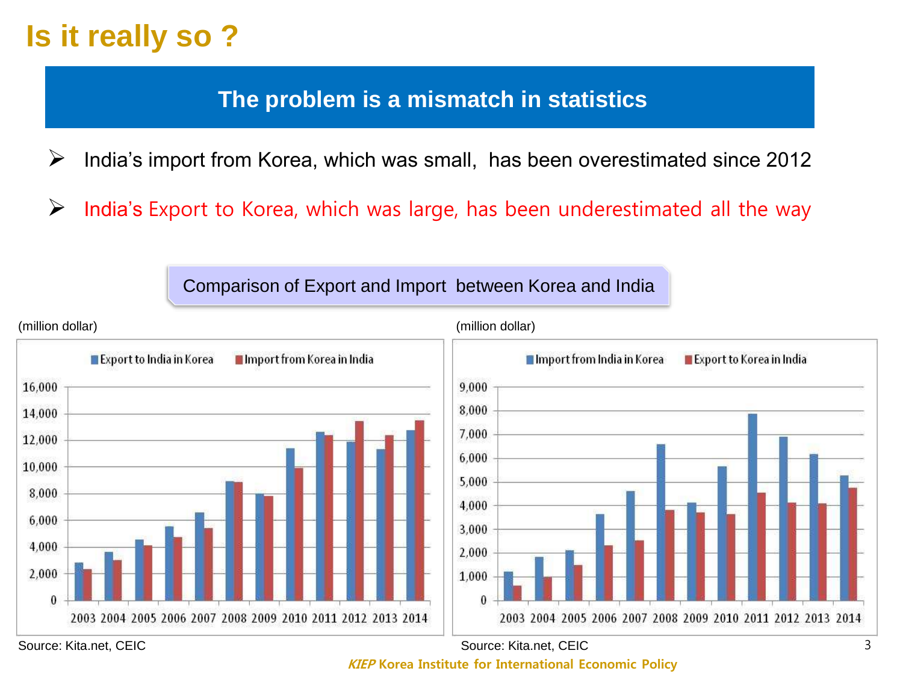# Is it really so ?

## The problem is a mismatch in statistics

- India's import from Korea, which was small, has been overestimated since 2012
- India's Export to Korea, which was large, has been underestimated all the way

**Comparison of Export and Import between Korea and India**

(million dollar)

Source: Kita.net, CEIC

(million dollar)

Source: Kita.net, CEIC

KIEP Korea Institute for International Economic Policy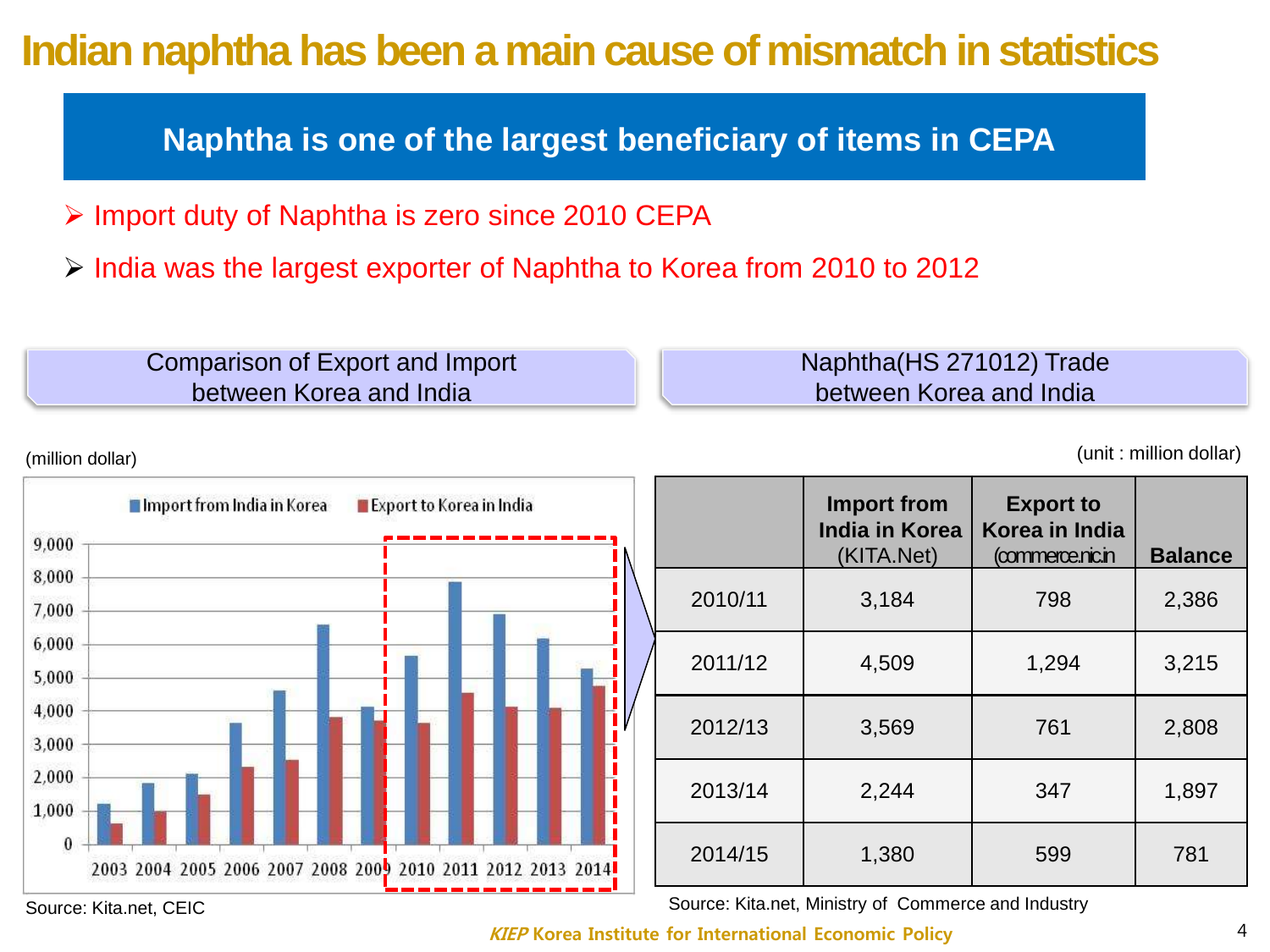# Indian naphtha has been a main cause of mismatch in statistics

## Naphtha is one of the largest beneficiary of items in CEPA

- Import duty of Naphtha is zero since 2010 CEPA
- India was the largest exporter of Naphtha to Korea from 2010 to 2012

**Comparison of Export and Import between Korea and India**

(million dollar)

Import from India in Korea / Export to Korea in India

Source: Kita.net, CEIC

**Naphtha(HS 271012) Trade between Korea and India**

(unit : million dollar)

| | Import from India in Korea (KITA.Net) | Export to Korea in India (commerce.nic.in) | Balance |
|---|---|---|---|
| 2010/11 | 3,184 | 798 | 2,386 |
| 2011/12 | 4,509 | 1,294 | 3,215 |
| 2012/13 | 3,569 | 761 | 2,808 |
| 2013/14 | 2,244 | 347 | 1,897 |
| 2014/15 | 1,380 | 599 | 781 |

Source: Kita.net, Ministry of Commerce and Industry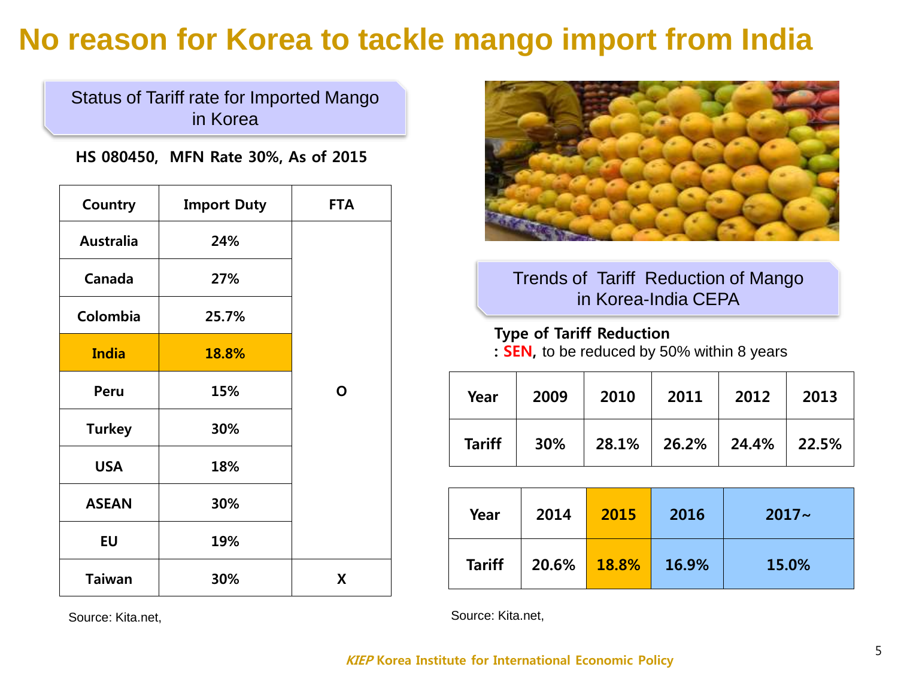# No reason for Korea to tackle mango import from India

## Status of Tariff rate for Imported Mango in Korea

**HS 080450, MFN Rate 30%, As of 2015**

| Country | Import Duty | FTA |
|---|---|---|
| Australia | 24% | O |
| Canada | 27% | O |
| Colombia | 25.7% | O |
| India | 18.8% | O |
| Peru | 15% | O |
| Turkey | 30% | O |
| USA | 18% | O |
| ASEAN | 30% | O |
| EU | 19% | O |
| Taiwan | 30% | X |

Source: Kita.net,

## Trends of Tariff Reduction of Mango in Korea-India CEPA

**Type of Tariff Reduction**
**: SEN,** to be reduced by 50% within 8 years

| Year | 2009 | 2010 | 2011 | 2012 | 2013 |
|---|---|---|---|---|---|
| Tariff | 30% | 28.1% | 26.2% | 24.4% | 22.5% |

| Year | 2014 | 2015 | 2016 | 2017~ |
|---|---|---|---|---|
| Tariff | 20.6% | 18.8% | 16.9% | 15.0% |

Source: Kita.net,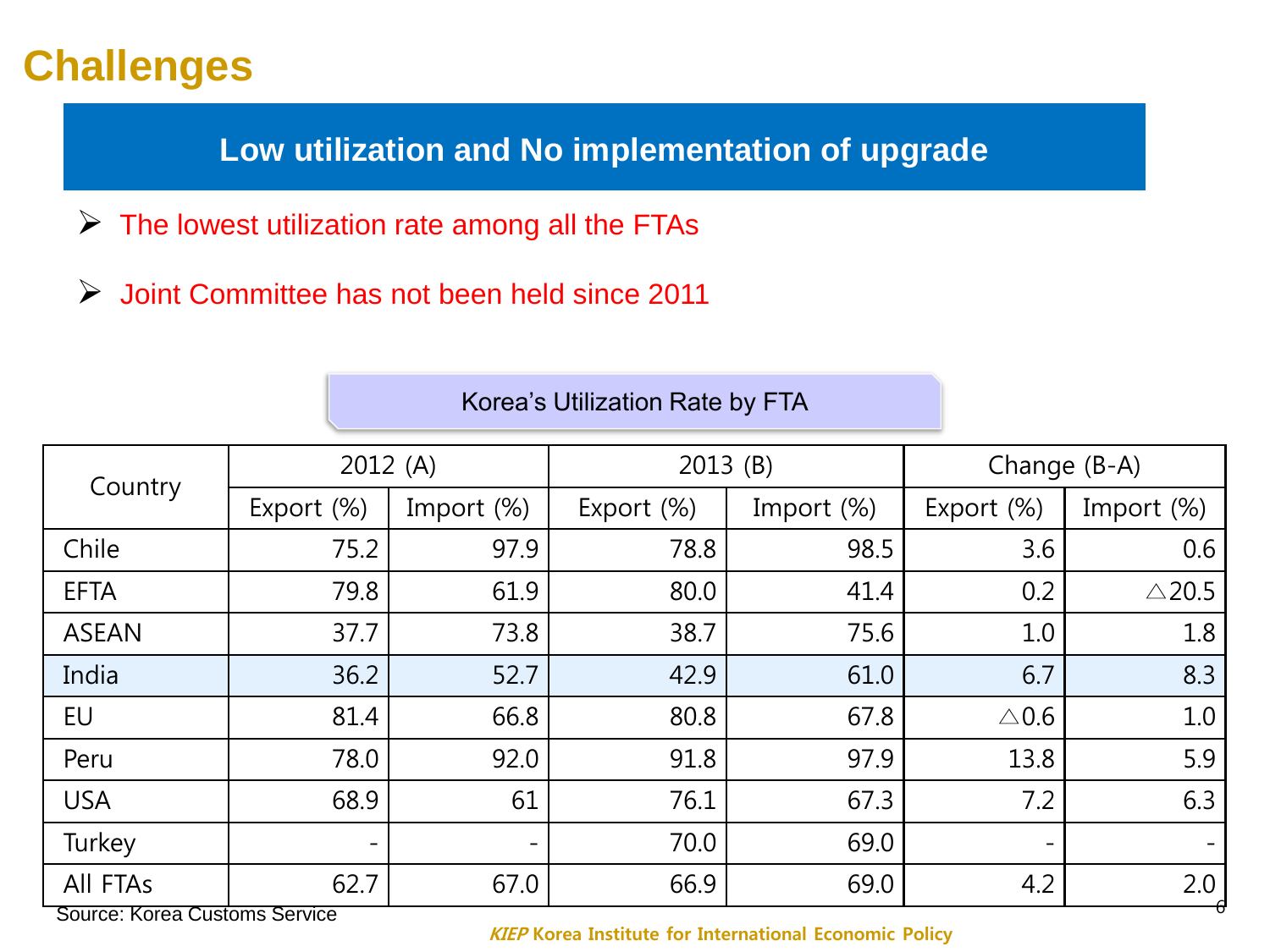# Challenges

## Low utilization and No implementation of upgrade

- The lowest utilization rate among all the FTAs
- Joint Committee has not been held since 2011

**Korea's Utilization Rate by FTA**

| Country | 2012 (A) | | 2013 (B) | | Change (B-A) | |
|---|---|---|---|---|---|---|
| | Export (%) | Import (%) | Export (%) | Import (%) | Export (%) | Import (%) |
| Chile | 75.2 | 97.9 | 78.8 | 98.5 | 3.6 | 0.6 |
| EFTA | 79.8 | 61.9 | 80.0 | 41.4 | 0.2 | △20.5 |
| ASEAN | 37.7 | 73.8 | 38.7 | 75.6 | 1.0 | 1.8 |
| India | 36.2 | 52.7 | 42.9 | 61.0 | 6.7 | 8.3 |
| EU | 81.4 | 66.8 | 80.8 | 67.8 | △0.6 | 1.0 |
| Peru | 78.0 | 92.0 | 91.8 | 97.9 | 13.8 | 5.9 |
| USA | 68.9 | 61 | 76.1 | 67.3 | 7.2 | 6.3 |
| Turkey | - | - | 70.0 | 69.0 | - | - |
| All FTAs | 62.7 | 67.0 | 66.9 | 69.0 | 4.2 | 2.0 |

Source: Korea Customs Service

*KIEP* Korea Institute for International Economic Policy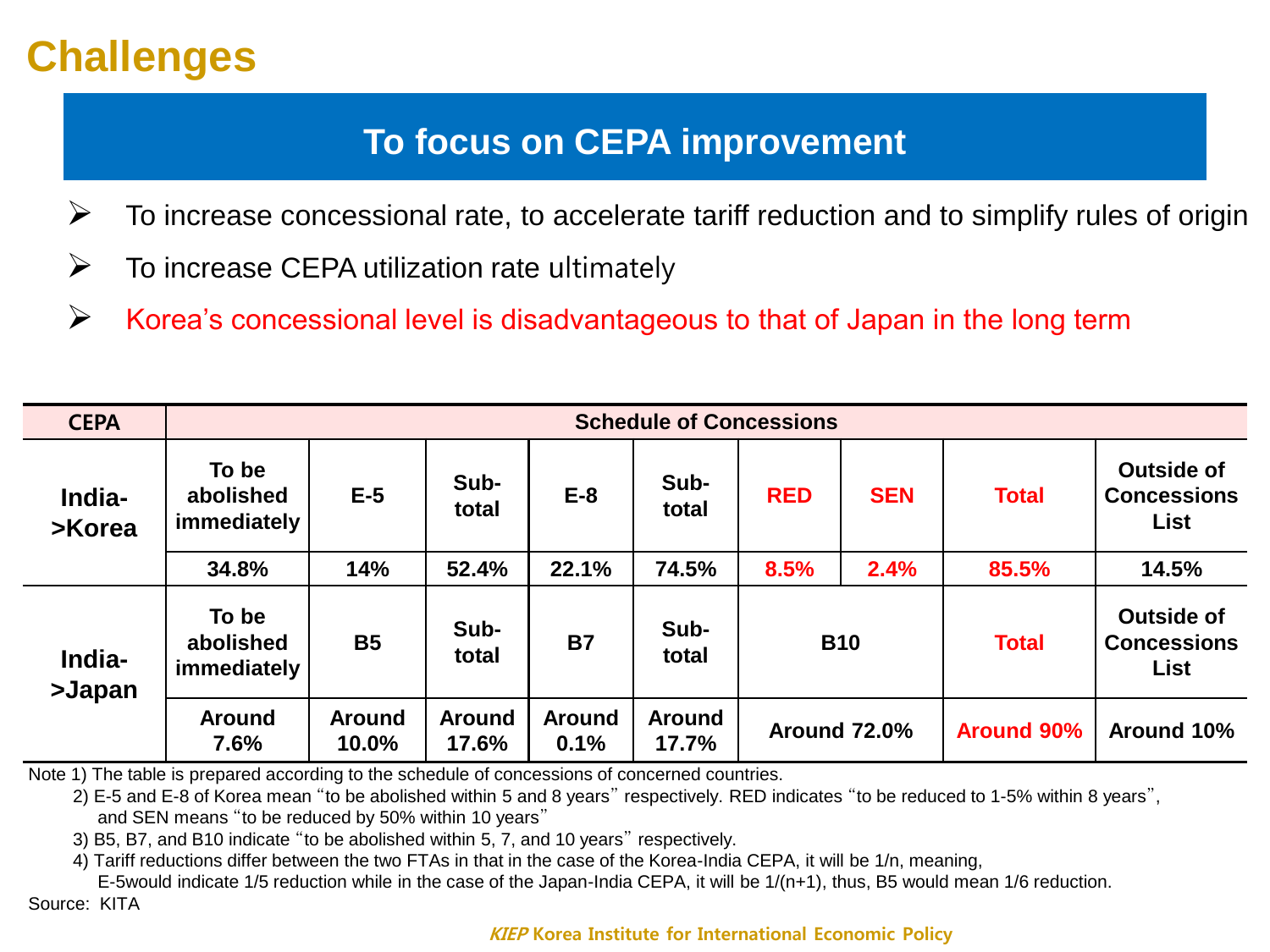# Challenges

## To focus on CEPA improvement

- To increase concessional rate, to accelerate tariff reduction and to simplify rules of origin
- To increase CEPA utilization rate ultimately
- Korea's concessional level is disadvantageous to that of Japan in the long term

| CEPA | Schedule of Concessions | | | | | | | | |
|---|---|---|---|---|---|---|---|---|---|
| India->Korea | To be abolished immediately | E-5 | Sub-total | E-8 | Sub-total | RED | SEN | Total | Outside of Concessions List |
| | 34.8% | 14% | 52.4% | 22.1% | 74.5% | 8.5% | 2.4% | 85.5% | 14.5% |
| India->Japan | To be abolished immediately | B5 | Sub-total | B7 | Sub-total | B10 | | Total | Outside of Concessions List |
| | Around 7.6% | Around 10.0% | Around 17.6% | Around 0.1% | Around 17.7% | Around 72.0% | | Around 90% | Around 10% |

Note 1) The table is prepared according to the schedule of concessions of concerned countries.

2) E-5 and E-8 of Korea mean "to be abolished within 5 and 8 years" respectively. RED indicates "to be reduced to 1-5% within 8 years", and SEN means "to be reduced by 50% within 10 years"

3) B5, B7, and B10 indicate "to be abolished within 5, 7, and 10 years" respectively.

4) Tariff reductions differ between the two FTAs in that in the case of the Korea-India CEPA, it will be 1/n, meaning, E-5would indicate 1/5 reduction while in the case of the Japan-India CEPA, it will be 1/(n+1), thus, B5 would mean 1/6 reduction.

Source: KITA

*KIEP* Korea Institute for International Economic Policy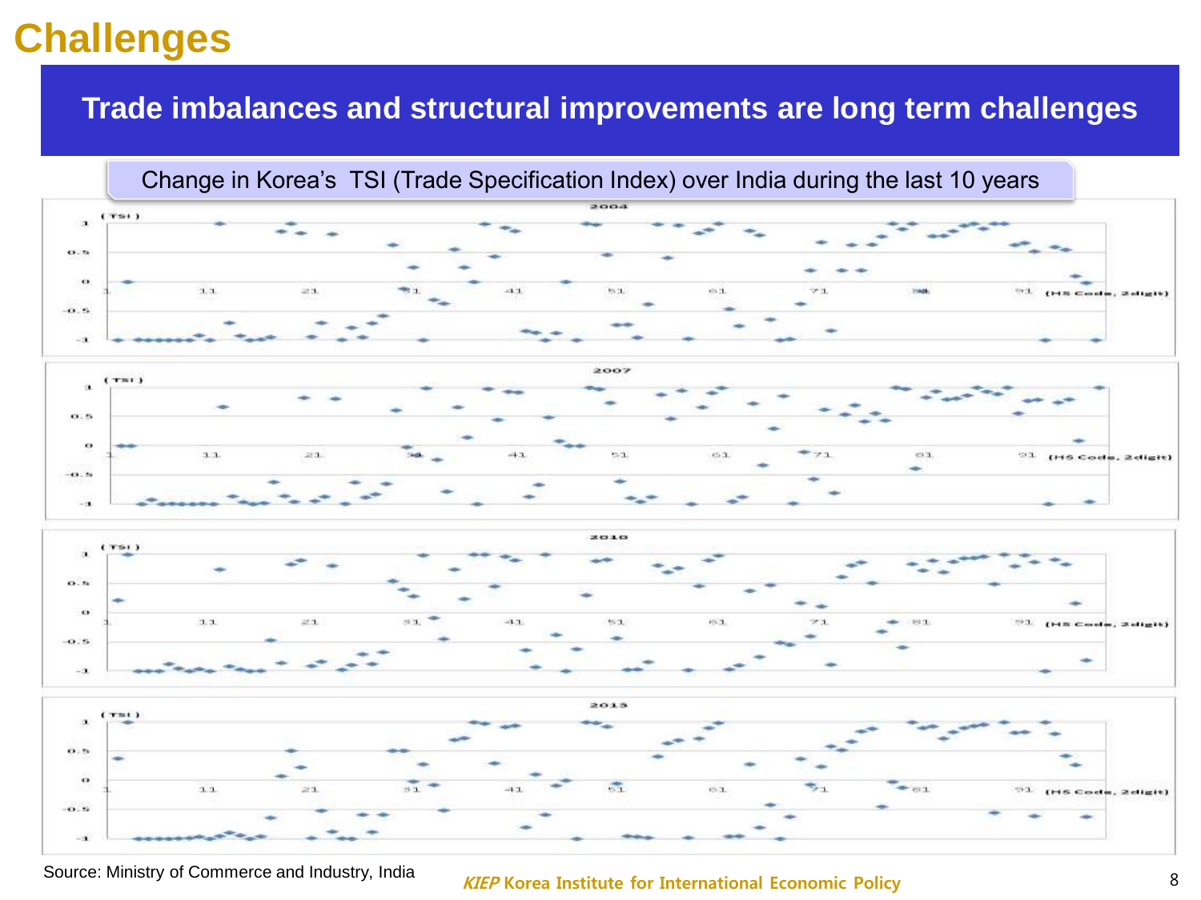# Challenges

## Trade imbalances and structural improvements are long term challenges

Change in Korea's TSI (Trade Specification Index) over India during the last 10 years

2004

(TSI)

1
0.5
0
-0.5
-1

1 11 21 31 41 51 61 71 81 91 (HS Code, 2digit)

2007

(TSI)

1
0.5
0
-0.5
-1

1 11 21 31 41 51 61 71 81 91 (HS Code, 2digit)

2010

(TSI)

1
0.5
0
-0.5
-1

1 11 21 31 41 51 61 71 81 91 (HS Code, 2digit)

2013

(TSI)

1
0.5
0
-0.5
-1

1 11 21 31 41 51 61 71 81 91 (HS Code, 2digit)

Source: Ministry of Commerce and Industry, India

*KIEP* **Korea Institute for International Economic Policy**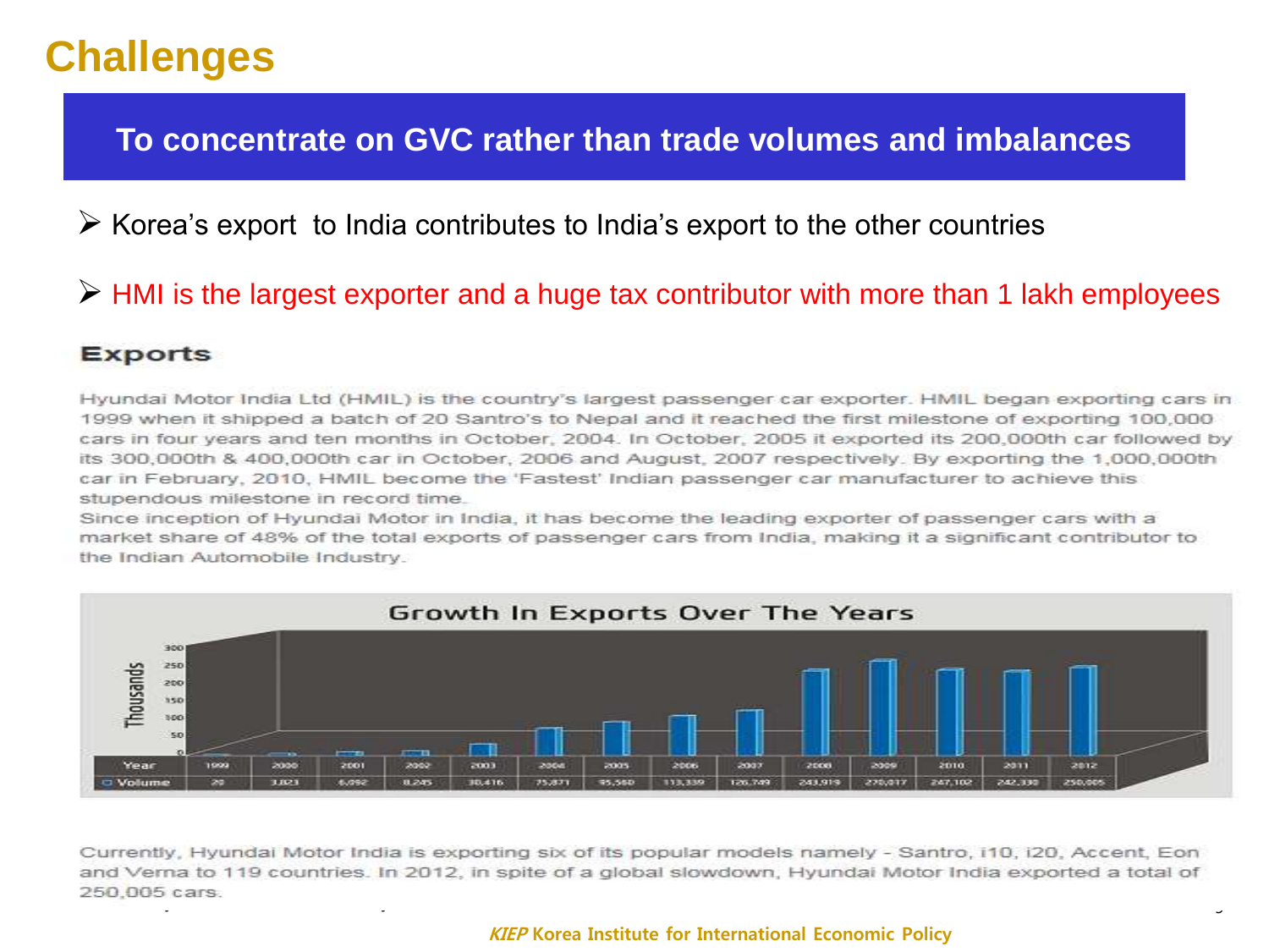# Challenges

## To concentrate on GVC rather than trade volumes and imbalances

- Korea's export to India contributes to India's export to the other countries
- HMI is the largest exporter and a huge tax contributor with more than 1 lakh employees

### Exports

Hyundai Motor India Ltd (HMIL) is the country's largest passenger car exporter. HMIL began exporting cars in 1999 when it shipped a batch of 20 Santro's to Nepal and it reached the first milestone of exporting 100,000 cars in four years and ten months in October, 2004. In October, 2005 it exported its 200,000th car followed by its 300,000th & 400,000th car in October, 2006 and August, 2007 respectively. By exporting the 1,000,000th car in February, 2010, HMIL become the 'Fastest' Indian passenger car manufacturer to achieve this stupendous milestone in record time.

Since inception of Hyundai Motor in India, it has become the leading exporter of passenger cars with a market share of 48% of the total exports of passenger cars from India, making it a significant contributor to the Indian Automobile Industry.

**Growth In Exports Over The Years** (Thousands)

| Year | 1999 | 2000 | 2001 | 2002 | 2003 | 2004 | 2005 | 2006 | 2007 | 2008 | 2009 | 2010 | 2011 | 2012 |
|---|---|---|---|---|---|---|---|---|---|---|---|---|---|---|
| Volume | 20 | 3,823 | 6,092 | 8,245 | 30,416 | 75,871 | 95,560 | 113,339 | 126,749 | 243,919 | 270,017 | 247,102 | 242,330 | 250,005 |

Currently, Hyundai Motor India is exporting six of its popular models namely - Santro, i10, i20, Accent, Eon and Verna to 119 countries. In 2012, in spite of a global slowdown, Hyundai Motor India exported a total of 250,005 cars.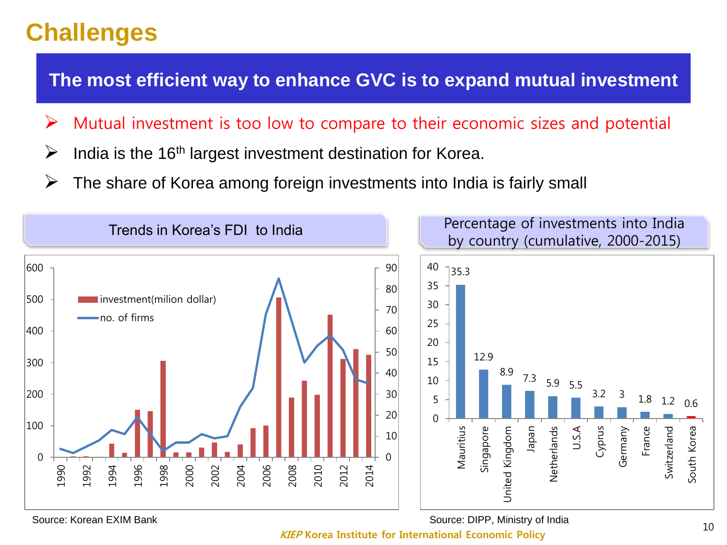# Challenges

**The most efficient way to enhance GVC is to expand mutual investment**

- Mutual investment is too low to compare to their economic sizes and potential
- India is the 16th largest investment destination for Korea.
- The share of Korea among foreign investments into India is fairly small

**Trends in Korea's FDI to India**

Source: Korean EXIM Bank

**Percentage of investments into India by country (cumulative, 2000-2015)**

| Country | % |
|---|---|
| Mauritius | 35.3 |
| Singapore | 12.9 |
| United Kingdom | 8.9 |
| Japan | 7.3 |
| Netherlands | 5.9 |
| U.S.A | 5.5 |
| Cyprus | 3.2 |
| Germany | 3 |
| France | 1.8 |
| Switzerland | 1.2 |
| South Korea | 0.6 |

Source: DIPP, Ministry of India

*KIEP* Korea Institute for International Economic Policy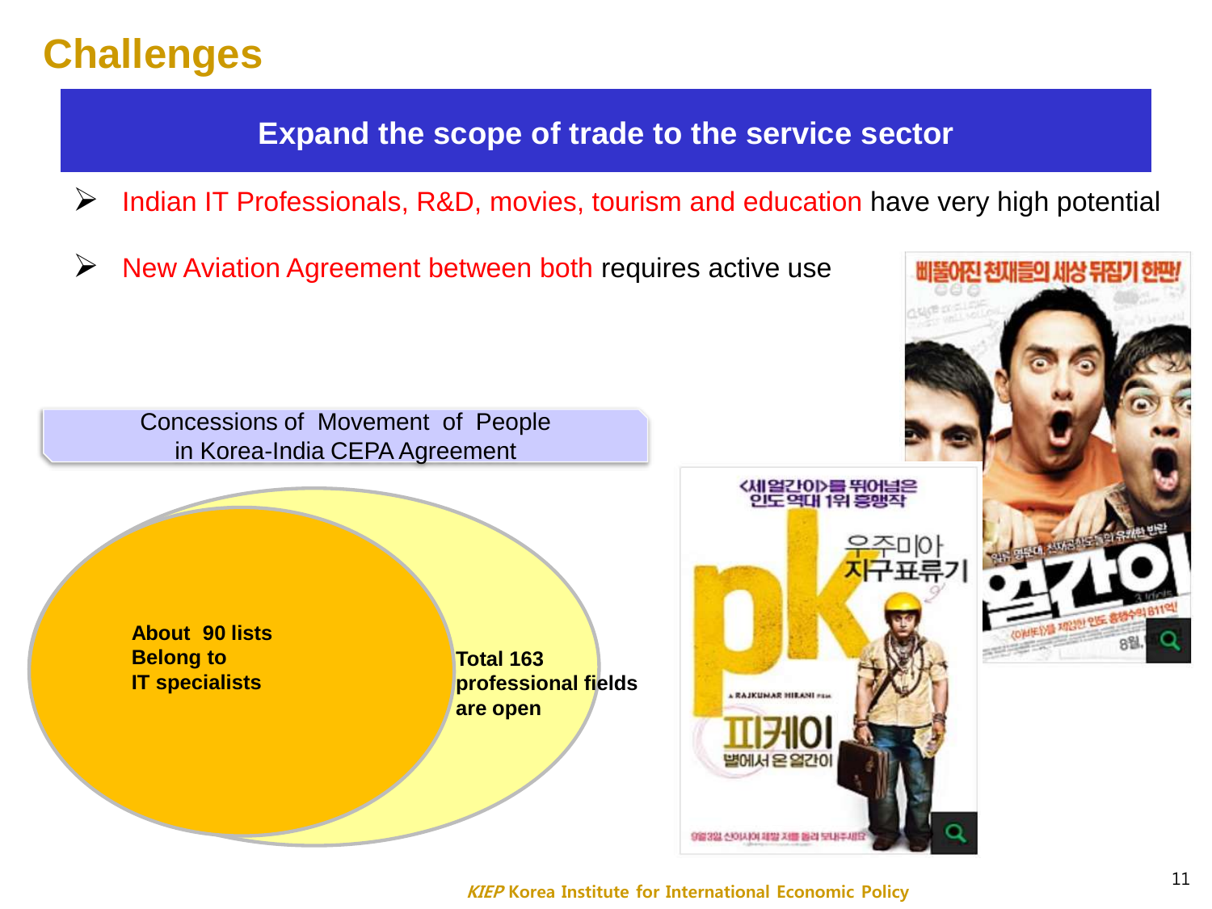# Challenges

## Expand the scope of trade to the service sector

- Indian IT Professionals, R&D, movies, tourism and education have very high potential
- New Aviation Agreement between both requires active use

Concessions of Movement of People in Korea-India CEPA Agreement

**About 90 lists Belong to IT specialists**

**Total 163 professional fields are open**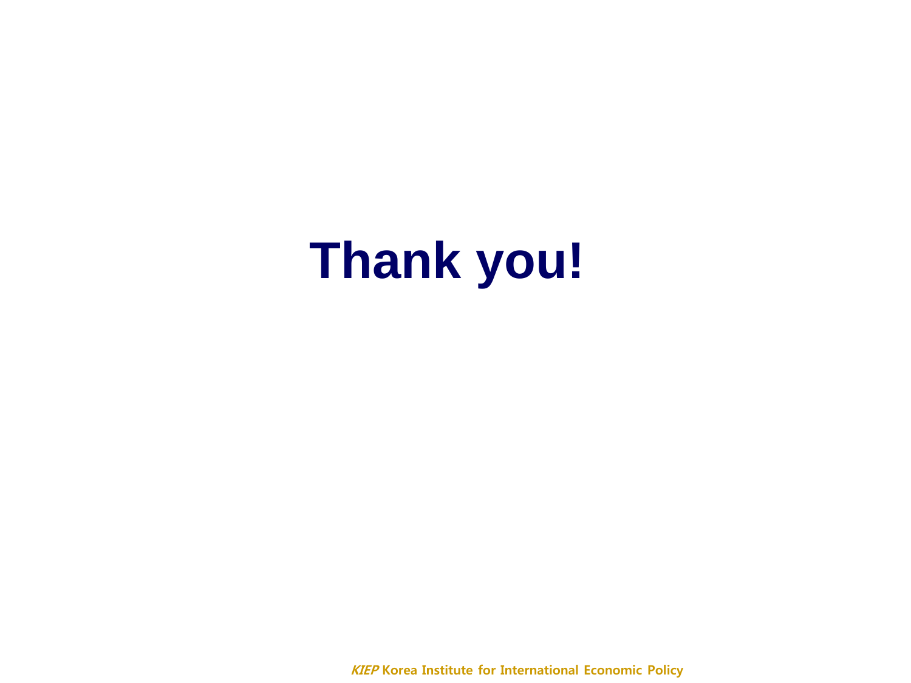# Thank you!